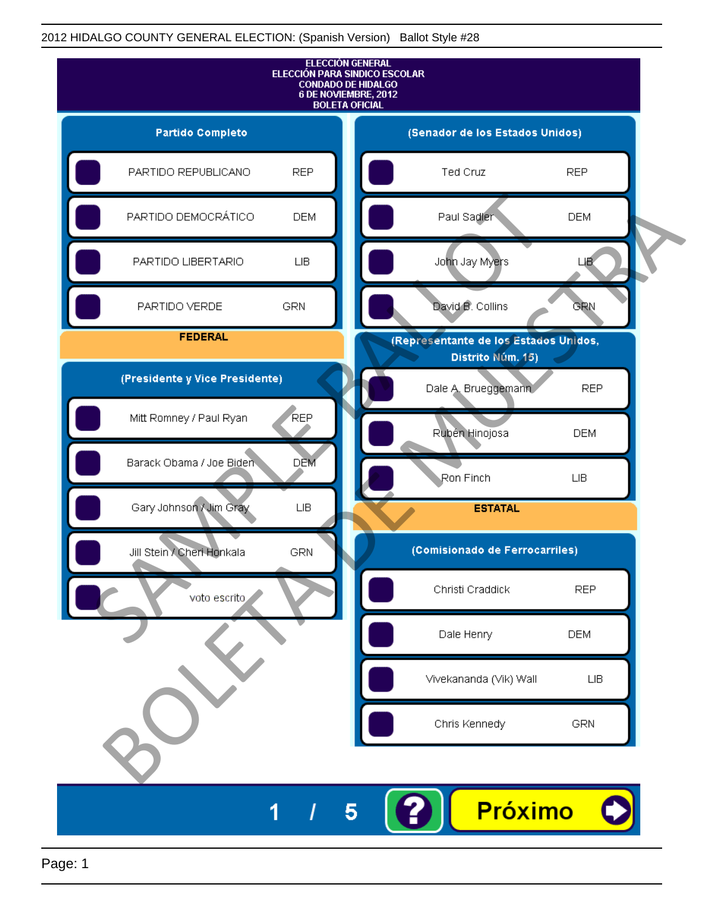2012 HIDALGO COUNTY GENERAL ELECTION: (Spanish Version) Ballot Style #28

# ELECCIÓN GENERAL
# ELECCIÓN PARA SINDICO ESCOLAR
# CONDADO DE HIDALGO
# 6 DE NOVIEMBRE, 2012
# BOLETA OFICIAL

## Partido Completo

| Partido | |
|---|---|
| PARTIDO REPUBLICANO | REP |
| PARTIDO DEMOCRÁTICO | DEM |
| PARTIDO LIBERTARIO | LIB |
| PARTIDO VERDE | GRN |

## FEDERAL

### (Presidente y Vice Presidente)

| Candidato | Partido |
|---|---|
| Mitt Romney / Paul Ryan | REP |
| Barack Obama / Joe Biden | DEM |
| Gary Johnson / Jim Gray | LIB |
| Jill Stein / Cheri Honkala | GRN |
| voto escrito | |

### (Senador de los Estados Unidos)

| Candidato | Partido |
|---|---|
| Ted Cruz | REP |
| Paul Sadler | DEM |
| John Jay Myers | LIB |
| David B. Collins | GRN |

### (Representante de los Estados Unidos, Distrito Núm. 15)

| Candidato | Partido |
|---|---|
| Dale A. Brueggemann | REP |
| Rubén Hinojosa | DEM |
| Ron Finch | LIB |

## ESTATAL

### (Comisionado de Ferrocarriles)

| Candidato | Partido |
|---|---|
| Christi Craddick | REP |
| Dale Henry | DEM |
| Vivekananda (Vik) Wall | LIB |
| Chris Kennedy | GRN |

SAMPLE BALLOT
BOLETA DE MUESTRA

1 / 5

Próximo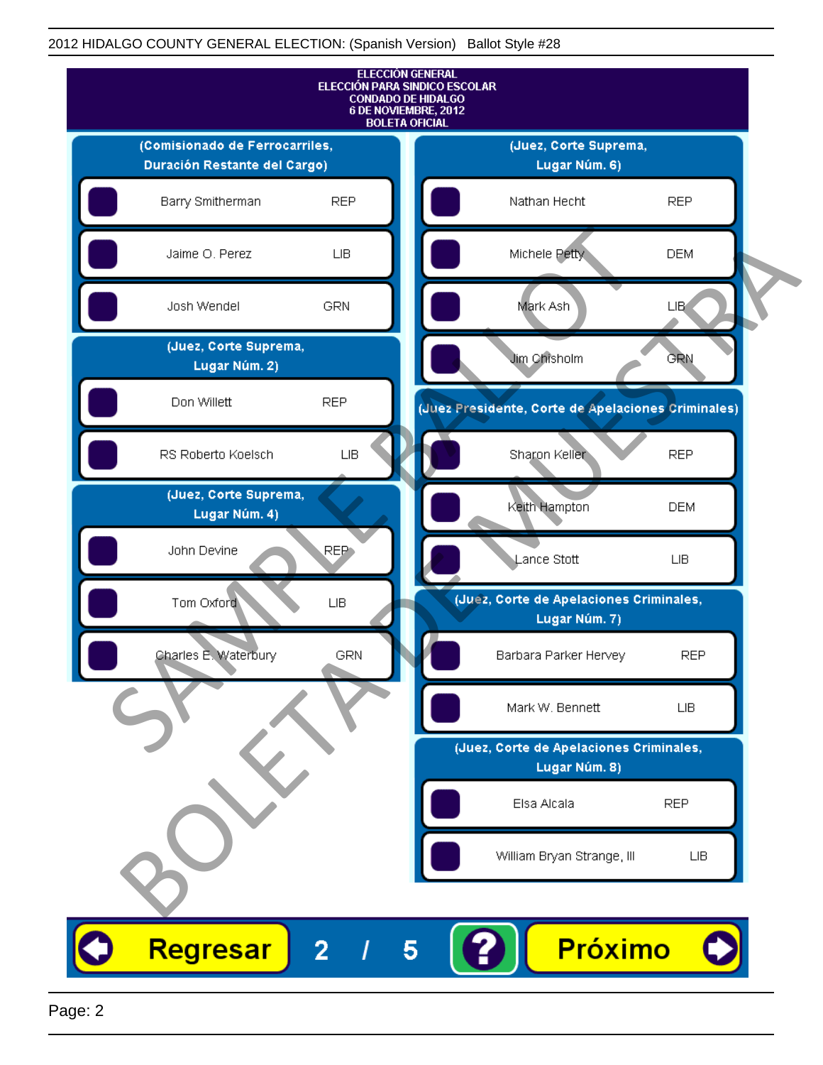2012 HIDALGO COUNTY GENERAL ELECTION: (Spanish Version)   Ballot Style #28

**ELECCIÓN GENERAL**
**ELECCIÓN PARA SINDICO ESCOLAR**
**CONDADO DE HIDALGO**
**6 DE NOVIEMBRE, 2012**
**BOLETA OFICIAL**

### (Comisionado de Ferrocarriles, Duración Restante del Cargo)

| Candidato | Partido |
|---|---|
| Barry Smitherman | REP |
| Jaime O. Perez | LIB |
| Josh Wendel | GRN |

### (Juez, Corte Suprema, Lugar Núm. 2)

| Candidato | Partido |
|---|---|
| Don Willett | REP |
| RS Roberto Koelsch | LIB |

### (Juez, Corte Suprema, Lugar Núm. 4)

| Candidato | Partido |
|---|---|
| John Devine | REP |
| Tom Oxford | LIB |
| Charles E. Waterbury | GRN |

### (Juez, Corte Suprema, Lugar Núm. 6)

| Candidato | Partido |
|---|---|
| Nathan Hecht | REP |
| Michele Petty | DEM |
| Mark Ash | LIB |
| Jim Chisholm | GRN |

### (Juez Presidente, Corte de Apelaciones Criminales)

| Candidato | Partido |
|---|---|
| Sharon Keller | REP |
| Keith Hampton | DEM |
| Lance Stott | LIB |

### (Juez, Corte de Apelaciones Criminales, Lugar Núm. 7)

| Candidato | Partido |
|---|---|
| Barbara Parker Hervey | REP |
| Mark W. Bennett | LIB |

### (Juez, Corte de Apelaciones Criminales, Lugar Núm. 8)

| Candidato | Partido |
|---|---|
| Elsa Alcala | REP |
| William Bryan Strange, III | LIB |

SAMPLE BALLOT
BOLETA DE MUESTRA

Regresar   2 / 5   ?   Próximo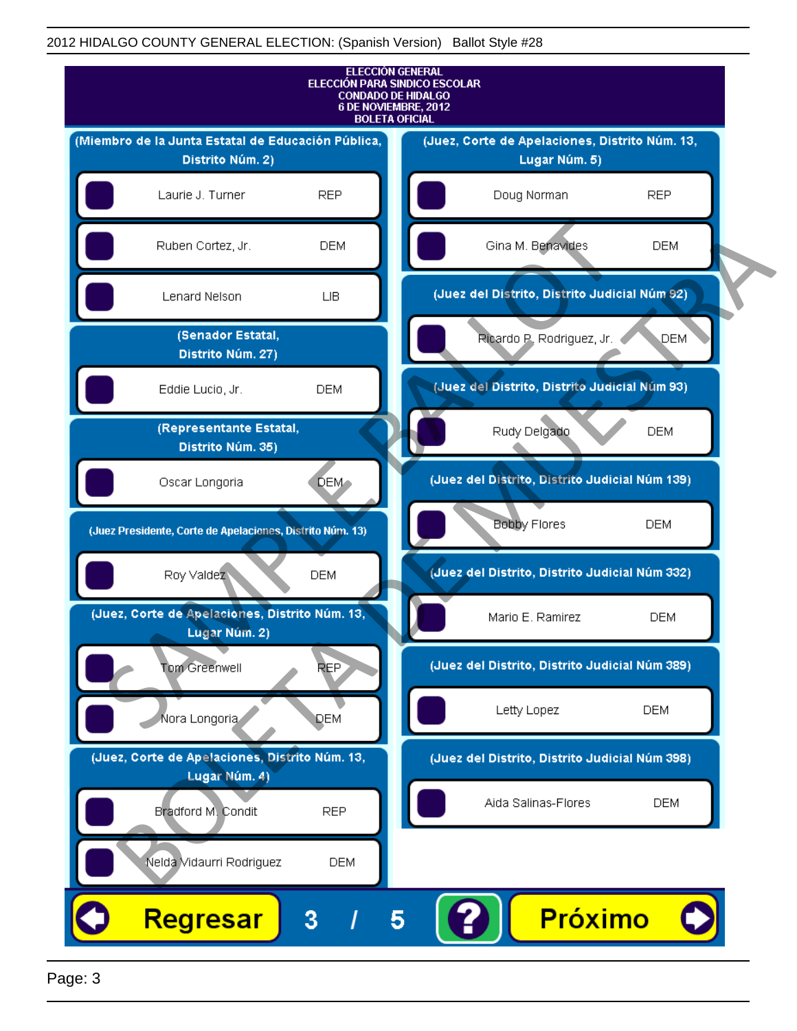# 2012 HIDALGO COUNTY GENERAL ELECTION: (Spanish Version) Ballot Style #28

**ELECCIÓN GENERAL**
**ELECCIÓN PARA SINDICO ESCOLAR**
**CONDADO DE HIDALGO**
**6 DE NOVIEMBRE, 2012**
**BOLETA OFICIAL**

### (Miembro de la Junta Estatal de Educación Pública, Distrito Núm. 2)

| Candidato | Partido |
|---|---|
| Laurie J. Turner | REP |
| Ruben Cortez, Jr. | DEM |
| Lenard Nelson | LIB |

### (Senador Estatal, Distrito Núm. 27)

| Candidato | Partido |
|---|---|
| Eddie Lucio, Jr. | DEM |

### (Representante Estatal, Distrito Núm. 35)

| Candidato | Partido |
|---|---|
| Oscar Longoria | DEM |

### (Juez Presidente, Corte de Apelaciones, Distrito Núm. 13)

| Candidato | Partido |
|---|---|
| Roy Valdez | DEM |

### (Juez, Corte de Apelaciones, Distrito Núm. 13, Lugar Núm. 2)

| Candidato | Partido |
|---|---|
| Tom Greenwell | REP |
| Nora Longoria | DEM |

### (Juez, Corte de Apelaciones, Distrito Núm. 13, Lugar Núm. 4)

| Candidato | Partido |
|---|---|
| Bradford M. Condit | REP |
| Nelda Vidaurri Rodriguez | DEM |

### (Juez, Corte de Apelaciones, Distrito Núm. 13, Lugar Núm. 5)

| Candidato | Partido |
|---|---|
| Doug Norman | REP |
| Gina M. Benavides | DEM |

### (Juez del Distrito, Distrito Judicial Núm 92)

| Candidato | Partido |
|---|---|
| Ricardo P. Rodriguez, Jr. | DEM |

### (Juez del Distrito, Distrito Judicial Núm 93)

| Candidato | Partido |
|---|---|
| Rudy Delgado | DEM |

### (Juez del Distrito, Distrito Judicial Núm 139)

| Candidato | Partido |
|---|---|
| Bobby Flores | DEM |

### (Juez del Distrito, Distrito Judicial Núm 332)

| Candidato | Partido |
|---|---|
| Mario E. Ramirez | DEM |

### (Juez del Distrito, Distrito Judicial Núm 389)

| Candidato | Partido |
|---|---|
| Letty Lopez | DEM |

### (Juez del Distrito, Distrito Judicial Núm 398)

| Candidato | Partido |
|---|---|
| Aida Salinas-Flores | DEM |

SAMPLE BALLOT — BOLETA DE MUESTRA

Regresar 3 / 5 ? Próximo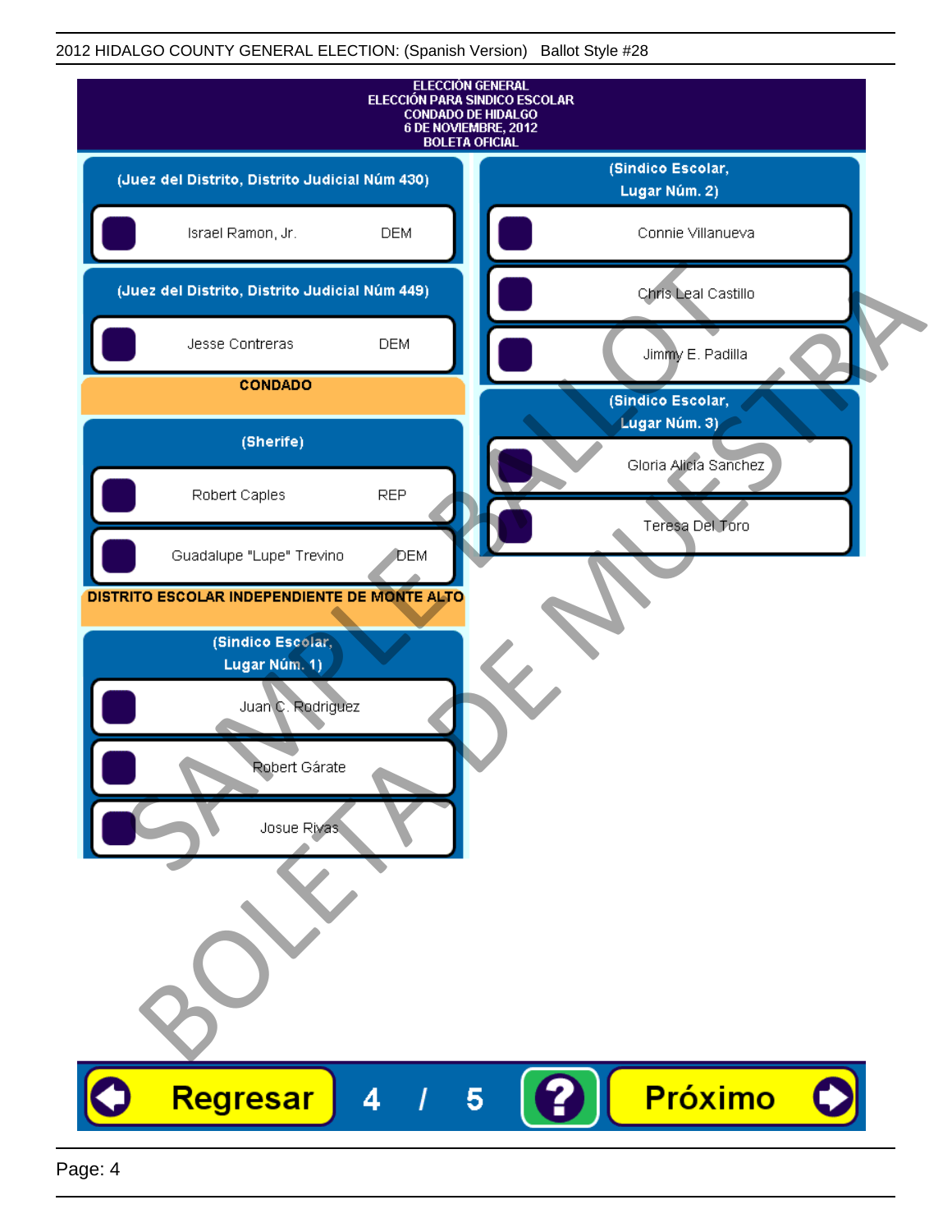2012 HIDALGO COUNTY GENERAL ELECTION: (Spanish Version)   Ballot Style #28

# ELECCIÓN GENERAL
## ELECCIÓN PARA SINDICO ESCOLAR
## CONDADO DE HIDALGO
## 6 DE NOVIEMBRE, 2012
## BOLETA OFICIAL

### (Juez del Distrito, Distrito Judicial Núm 430)

- Israel Ramon, Jr. — DEM

### (Juez del Distrito, Distrito Judicial Núm 449)

- Jesse Contreras — DEM

## CONDADO

### (Sherife)

- Robert Caples — REP
- Guadalupe "Lupe" Trevino — DEM

## DISTRITO ESCOLAR INDEPENDIENTE DE MONTE ALTO

### (Sindico Escolar, Lugar Núm. 1)

- Juan C. Rodriguez
- Robert Gárate
- Josue Rivas

### (Sindico Escolar, Lugar Núm. 2)

- Connie Villanueva
- Chris Leal Castillo
- Jimmy E. Padilla

### (Sindico Escolar, Lugar Núm. 3)

- Gloria Alicia Sanchez
- Teresa Del Toro

SAMPLE BALLOT — BOLETA DE MUESTRA

Regresar   4 / 5   ?   Próximo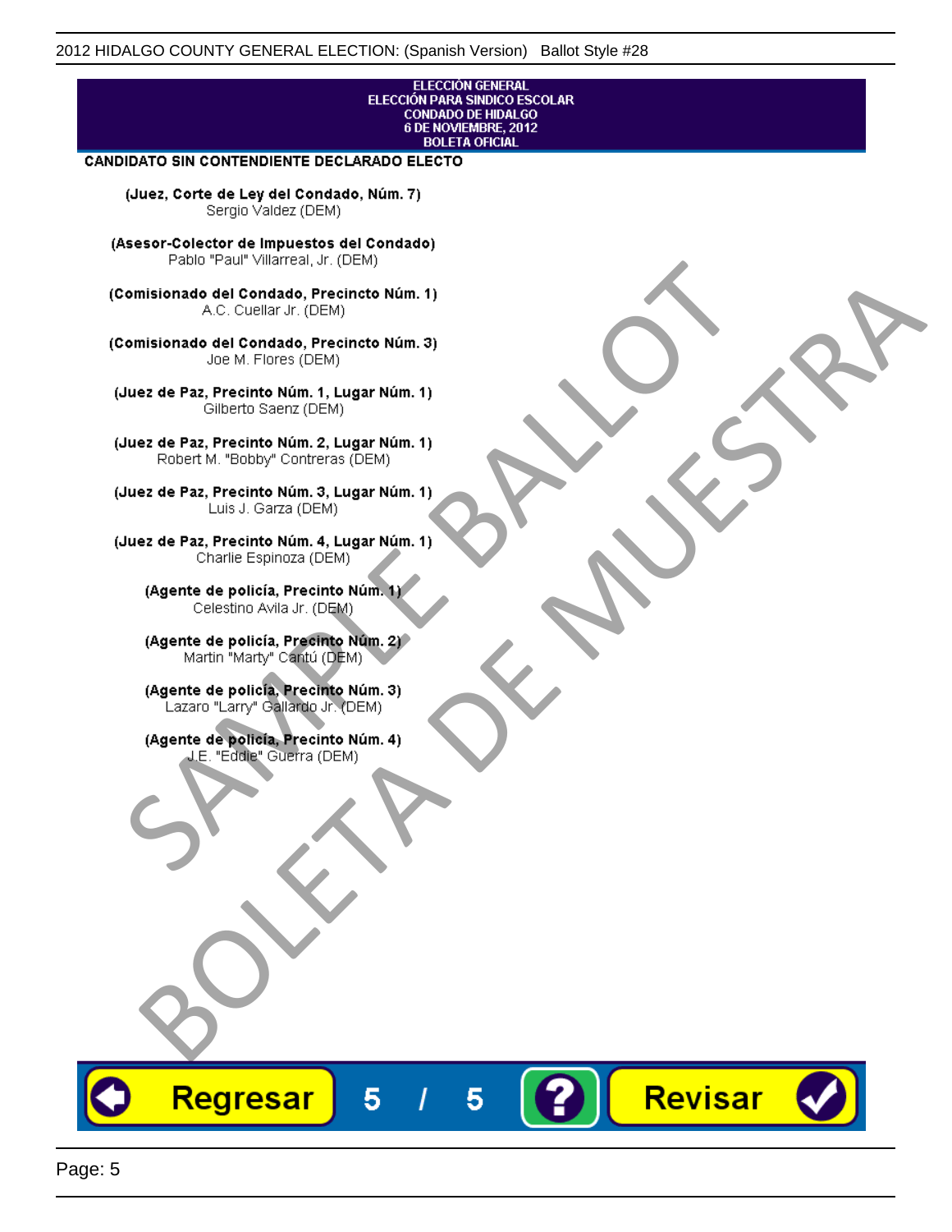ELECCIÓN GENERAL
ELECCIÓN PARA SINDICO ESCOLAR
CONDADO DE HIDALGO
6 DE NOVIEMBRE, 2012
BOLETA OFICIAL

**CANDIDATO SIN CONTENDIENTE DECLARADO ELECTO**

**(Juez, Corte de Ley del Condado, Núm. 7)**
Sergio Valdez (DEM)

**(Asesor-Colector de Impuestos del Condado)**
Pablo "Paul" Villarreal, Jr. (DEM)

**(Comisionado del Condado, Precincto Núm. 1)**
A.C. Cuellar Jr. (DEM)

**(Comisionado del Condado, Precincto Núm. 3)**
Joe M. Flores (DEM)

**(Juez de Paz, Precinto Núm. 1, Lugar Núm. 1)**
Gilberto Saenz (DEM)

**(Juez de Paz, Precinto Núm. 2, Lugar Núm. 1)**
Robert M. "Bobby" Contreras (DEM)

**(Juez de Paz, Precinto Núm. 3, Lugar Núm. 1)**
Luis J. Garza (DEM)

**(Juez de Paz, Precinto Núm. 4, Lugar Núm. 1)**
Charlie Espinoza (DEM)

**(Agente de policía, Precinto Núm. 1)**
Celestino Avila Jr. (DEM)

**(Agente de policía, Precinto Núm. 2)**
Martin "Marty" Cantú (DEM)

**(Agente de policía, Precinto Núm. 3)**
Lazaro "Larry" Gallardo Jr. (DEM)

**(Agente de policía, Precinto Núm. 4)**
J.E. "Eddie" Guerra (DEM)

SAMPLE BALLOT
BOLETA DE MUESTRA

Regresar 5 / 5 ? Revisar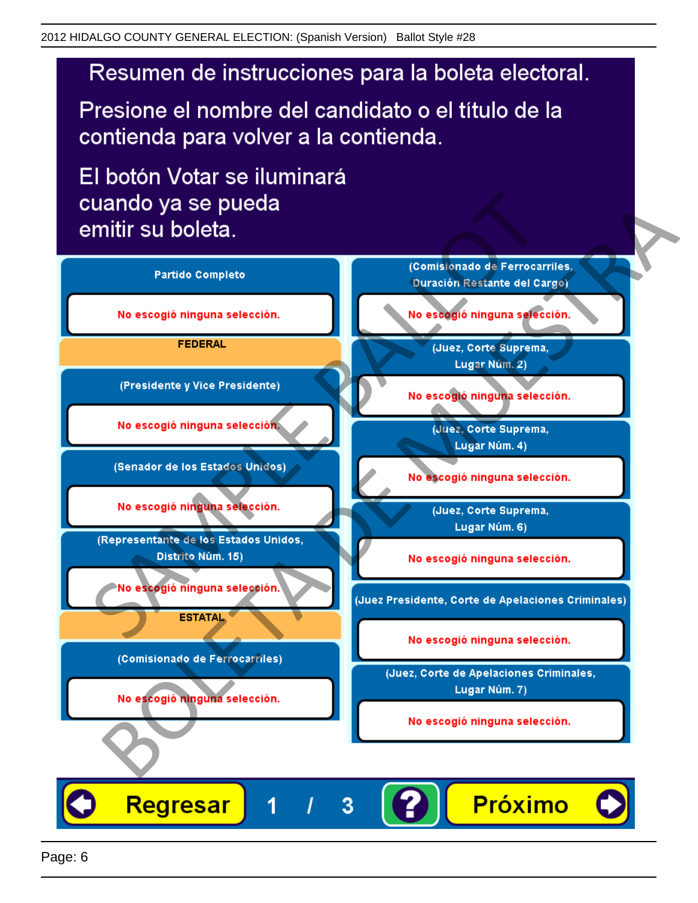# Resumen de instrucciones para la boleta electoral.

Presione el nombre del candidato o el título de la contienda para volver a la contienda.

El botón Votar se iluminará cuando ya se pueda emitir su boleta.

**Partido Completo**

No escogió ninguna selección.

**FEDERAL**

**(Presidente y Vice Presidente)**

No escogió ninguna selección.

**(Senador de los Estados Unidos)**

No escogió ninguna selección.

**(Representante de los Estados Unidos, Distrito Núm. 15)**

No escogió ninguna selección.

**ESTATAL**

**(Comisionado de Ferrocarriles)**

No escogió ninguna selección.

**(Comisionado de Ferrocarriles, Duración Restante del Cargo)**

No escogió ninguna selección.

**(Juez, Corte Suprema, Lugar Núm. 2)**

No escogió ninguna selección.

**(Juez, Corte Suprema, Lugar Núm. 4)**

No escogió ninguna selección.

**(Juez, Corte Suprema, Lugar Núm. 6)**

No escogió ninguna selección.

**(Juez Presidente, Corte de Apelaciones Criminales)**

No escogió ninguna selección.

**(Juez, Corte de Apelaciones Criminales, Lugar Núm. 7)**

No escogió ninguna selección.

Regresar | 1 / 3 | ? | Próximo

SAMPLE BALLOT — BOLETA DE MUESTRA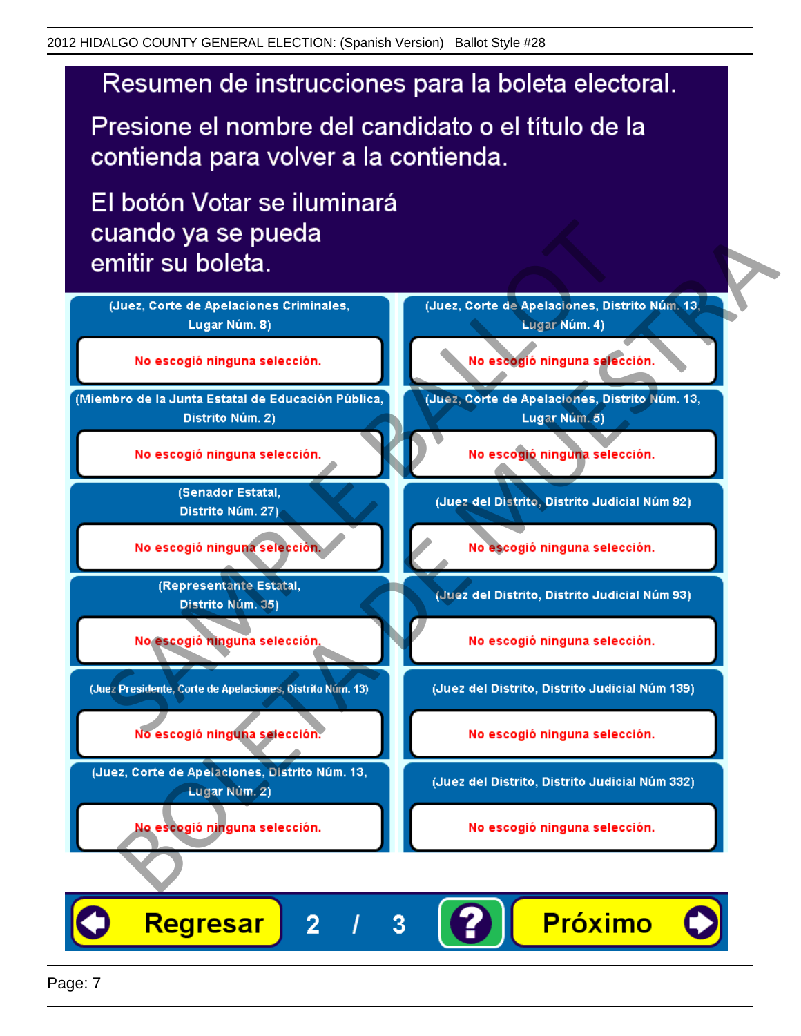# Resumen de instrucciones para la boleta electoral.

Presione el nombre del candidato o el título de la contienda para volver a la contienda.

El botón Votar se iluminará cuando ya se pueda emitir su boleta.

| Contienda | Selección |
|---|---|
| (Juez, Corte de Apelaciones Criminales, Lugar Núm. 8) | No escogió ninguna selección. |
| (Miembro de la Junta Estatal de Educación Pública, Distrito Núm. 2) | No escogió ninguna selección. |
| (Senador Estatal, Distrito Núm. 27) | No escogió ninguna selección. |
| (Representante Estatal, Distrito Núm. 35) | No escogió ninguna selección. |
| (Juez Presidente, Corte de Apelaciones, Distrito Núm. 13) | No escogió ninguna selección. |
| (Juez, Corte de Apelaciones, Distrito Núm. 13, Lugar Núm. 2) | No escogió ninguna selección. |
| (Juez, Corte de Apelaciones, Distrito Núm. 13, Lugar Núm. 4) | No escogió ninguna selección. |
| (Juez, Corte de Apelaciones, Distrito Núm. 13, Lugar Núm. 5) | No escogió ninguna selección. |
| (Juez del Distrito, Distrito Judicial Núm 92) | No escogió ninguna selección. |
| (Juez del Distrito, Distrito Judicial Núm 93) | No escogió ninguna selección. |
| (Juez del Distrito, Distrito Judicial Núm 139) | No escogió ninguna selección. |
| (Juez del Distrito, Distrito Judicial Núm 332) | No escogió ninguna selección. |

Regresar 2 / 3 ? Próximo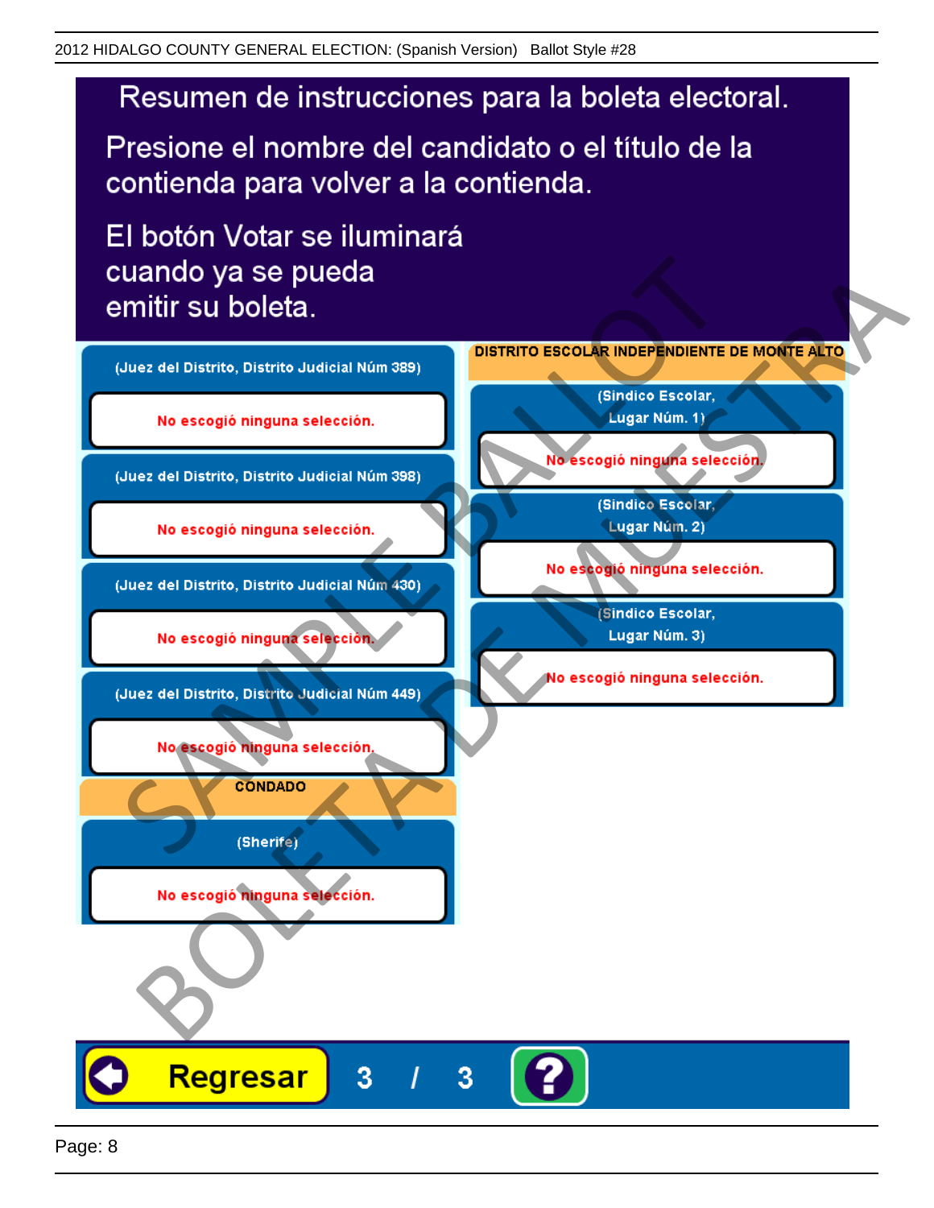2012 HIDALGO COUNTY GENERAL ELECTION: (Spanish Version) Ballot Style #28

# Resumen de instrucciones para la boleta electoral.

Presione el nombre del candidato o el título de la contienda para volver a la contienda.

El botón Votar se iluminará cuando ya se pueda emitir su boleta.

(Juez del Distrito, Distrito Judicial Núm 389)

No escogió ninguna selección.

(Juez del Distrito, Distrito Judicial Núm 398)

No escogió ninguna selección.

(Juez del Distrito, Distrito Judicial Núm 430)

No escogió ninguna selección.

(Juez del Distrito, Distrito Judicial Núm 449)

No escogió ninguna selección.

**CONDADO**

(Sherife)

No escogió ninguna selección.

**DISTRITO ESCOLAR INDEPENDIENTE DE MONTE ALTO**

(Sindico Escolar, Lugar Núm. 1)

No escogió ninguna selección.

(Sindico Escolar, Lugar Núm. 2)

No escogió ninguna selección.

(Sindico Escolar, Lugar Núm. 3)

No escogió ninguna selección.

Regresar 3 / 3 ?

SAMPLE BALLOT
BOLETA DE MUESTRA